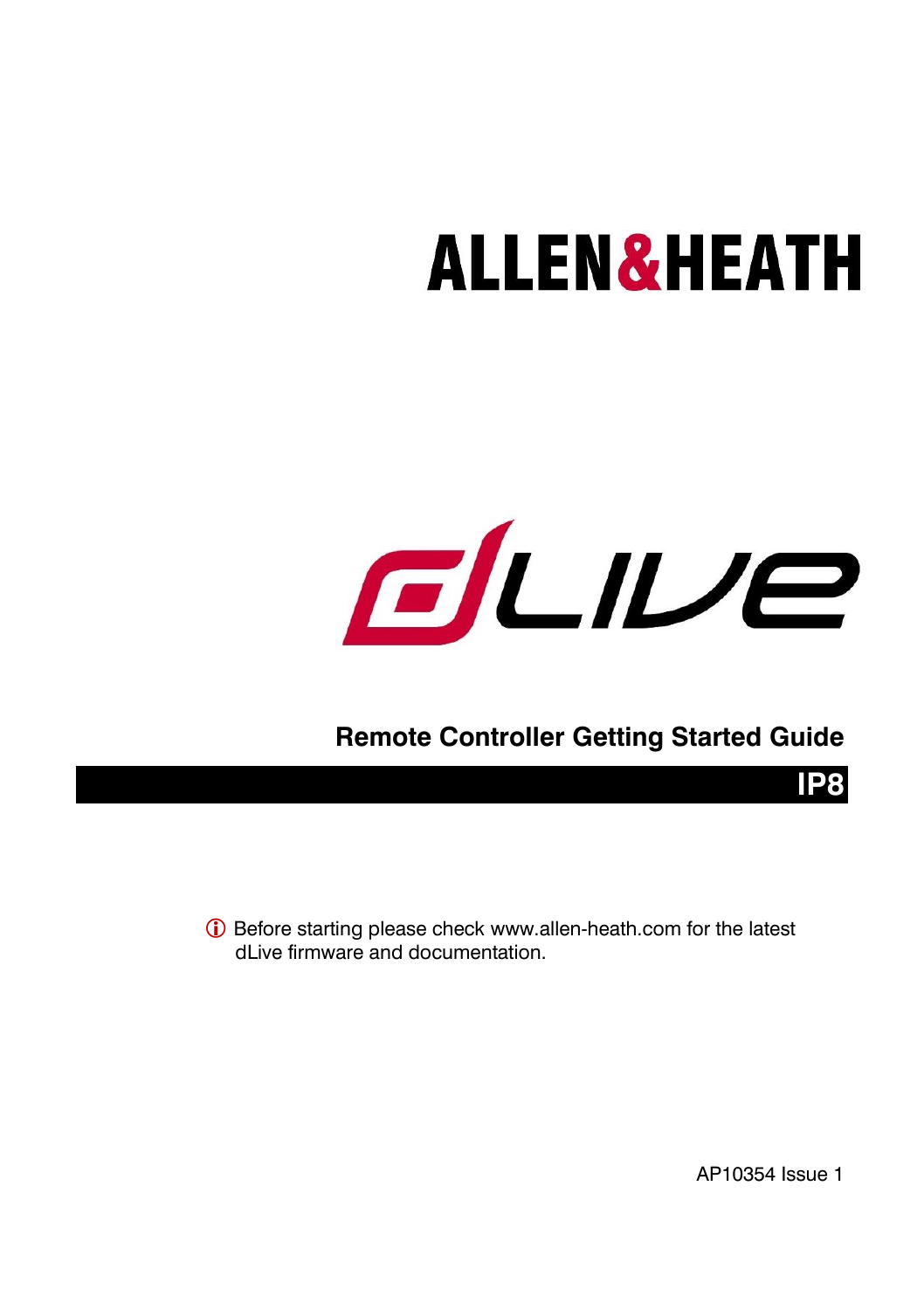# ALLEN&HEATH

# dLive

## Remote Controller Getting Started Guide

## IP8

ⓘ Before starting please check www.allen-heath.com for the latest dLive firmware and documentation.

AP10354 Issue 1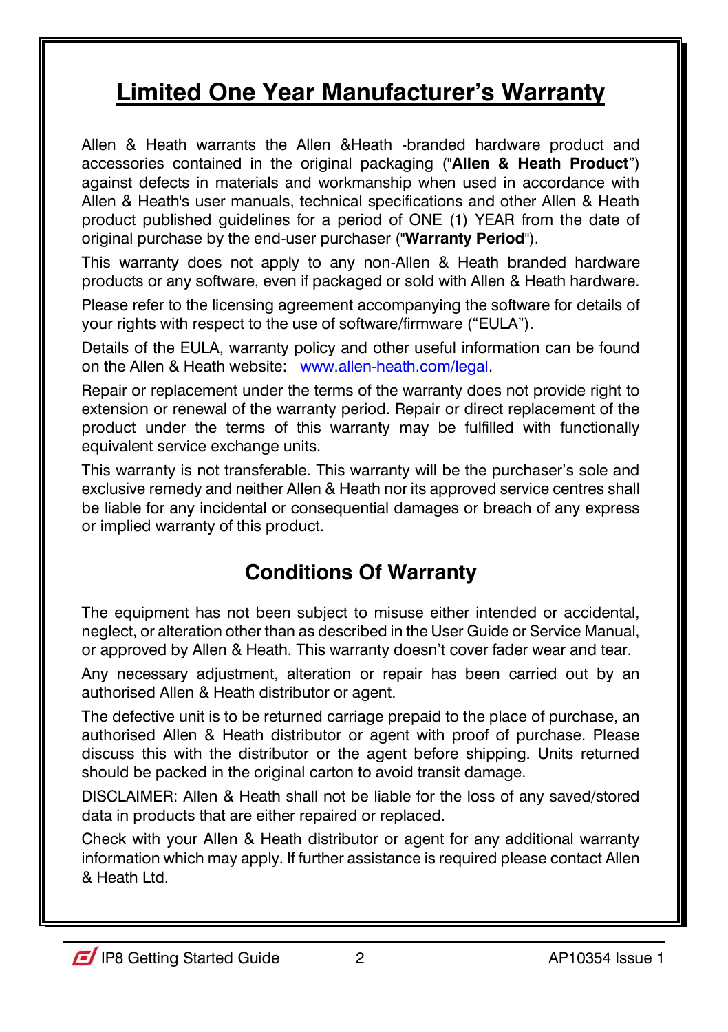# Limited One Year Manufacturer's Warranty

Allen & Heath warrants the Allen &Heath -branded hardware product and accessories contained in the original packaging ("**Allen & Heath Product**") against defects in materials and workmanship when used in accordance with Allen & Heath's user manuals, technical specifications and other Allen & Heath product published guidelines for a period of ONE (1) YEAR from the date of original purchase by the end-user purchaser ("**Warranty Period**").

This warranty does not apply to any non-Allen & Heath branded hardware products or any software, even if packaged or sold with Allen & Heath hardware.

Please refer to the licensing agreement accompanying the software for details of your rights with respect to the use of software/firmware ("EULA").

Details of the EULA, warranty policy and other useful information can be found on the Allen & Heath website: www.allen-heath.com/legal.

Repair or replacement under the terms of the warranty does not provide right to extension or renewal of the warranty period. Repair or direct replacement of the product under the terms of this warranty may be fulfilled with functionally equivalent service exchange units.

This warranty is not transferable. This warranty will be the purchaser's sole and exclusive remedy and neither Allen & Heath nor its approved service centres shall be liable for any incidental or consequential damages or breach of any express or implied warranty of this product.

## Conditions Of Warranty

The equipment has not been subject to misuse either intended or accidental, neglect, or alteration other than as described in the User Guide or Service Manual, or approved by Allen & Heath. This warranty doesn't cover fader wear and tear.

Any necessary adjustment, alteration or repair has been carried out by an authorised Allen & Heath distributor or agent.

The defective unit is to be returned carriage prepaid to the place of purchase, an authorised Allen & Heath distributor or agent with proof of purchase. Please discuss this with the distributor or the agent before shipping. Units returned should be packed in the original carton to avoid transit damage.

DISCLAIMER: Allen & Heath shall not be liable for the loss of any saved/stored data in products that are either repaired or replaced.

Check with your Allen & Heath distributor or agent for any additional warranty information which may apply. If further assistance is required please contact Allen & Heath Ltd.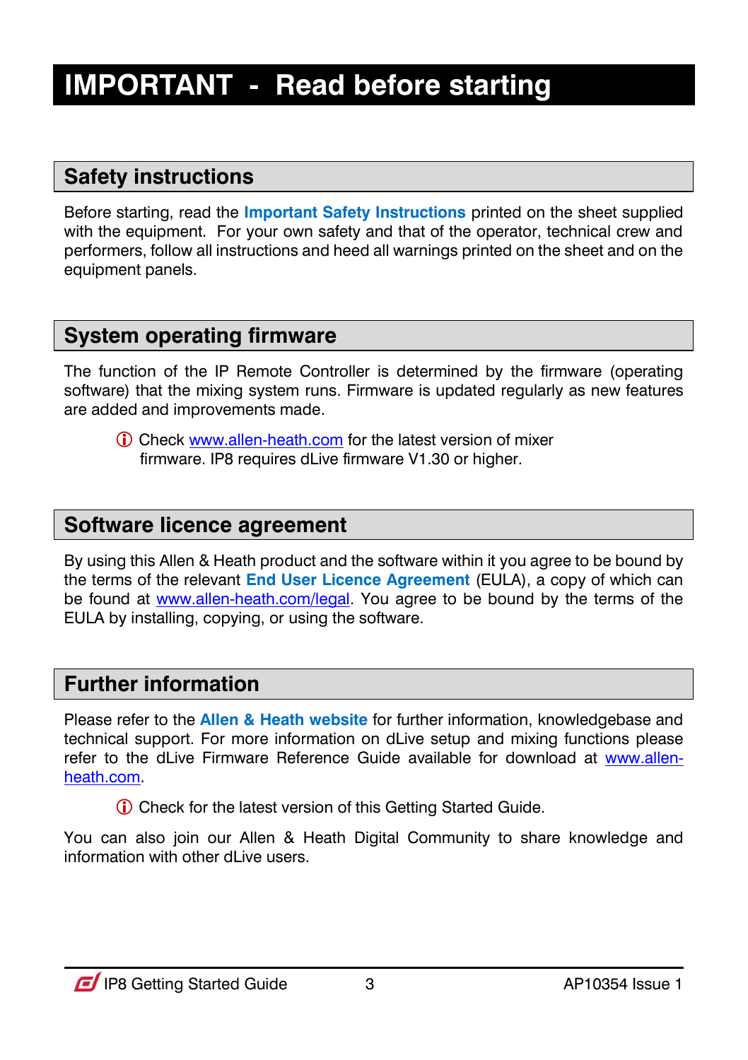# IMPORTANT - Read before starting

## Safety instructions

Before starting, read the **Important Safety Instructions** printed on the sheet supplied with the equipment. For your own safety and that of the operator, technical crew and performers, follow all instructions and heed all warnings printed on the sheet and on the equipment panels.

## System operating firmware

The function of the IP Remote Controller is determined by the firmware (operating software) that the mixing system runs. Firmware is updated regularly as new features are added and improvements made.

> ⓘ Check www.allen-heath.com for the latest version of mixer firmware. IP8 requires dLive firmware V1.30 or higher.

## Software licence agreement

By using this Allen & Heath product and the software within it you agree to be bound by the terms of the relevant **End User Licence Agreement** (EULA), a copy of which can be found at www.allen-heath.com/legal. You agree to be bound by the terms of the EULA by installing, copying, or using the software.

## Further information

Please refer to the **Allen & Heath website** for further information, knowledgebase and technical support. For more information on dLive setup and mixing functions please refer to the dLive Firmware Reference Guide available for download at www.allen-heath.com.

> ⓘ Check for the latest version of this Getting Started Guide.

You can also join our Allen & Heath Digital Community to share knowledge and information with other dLive users.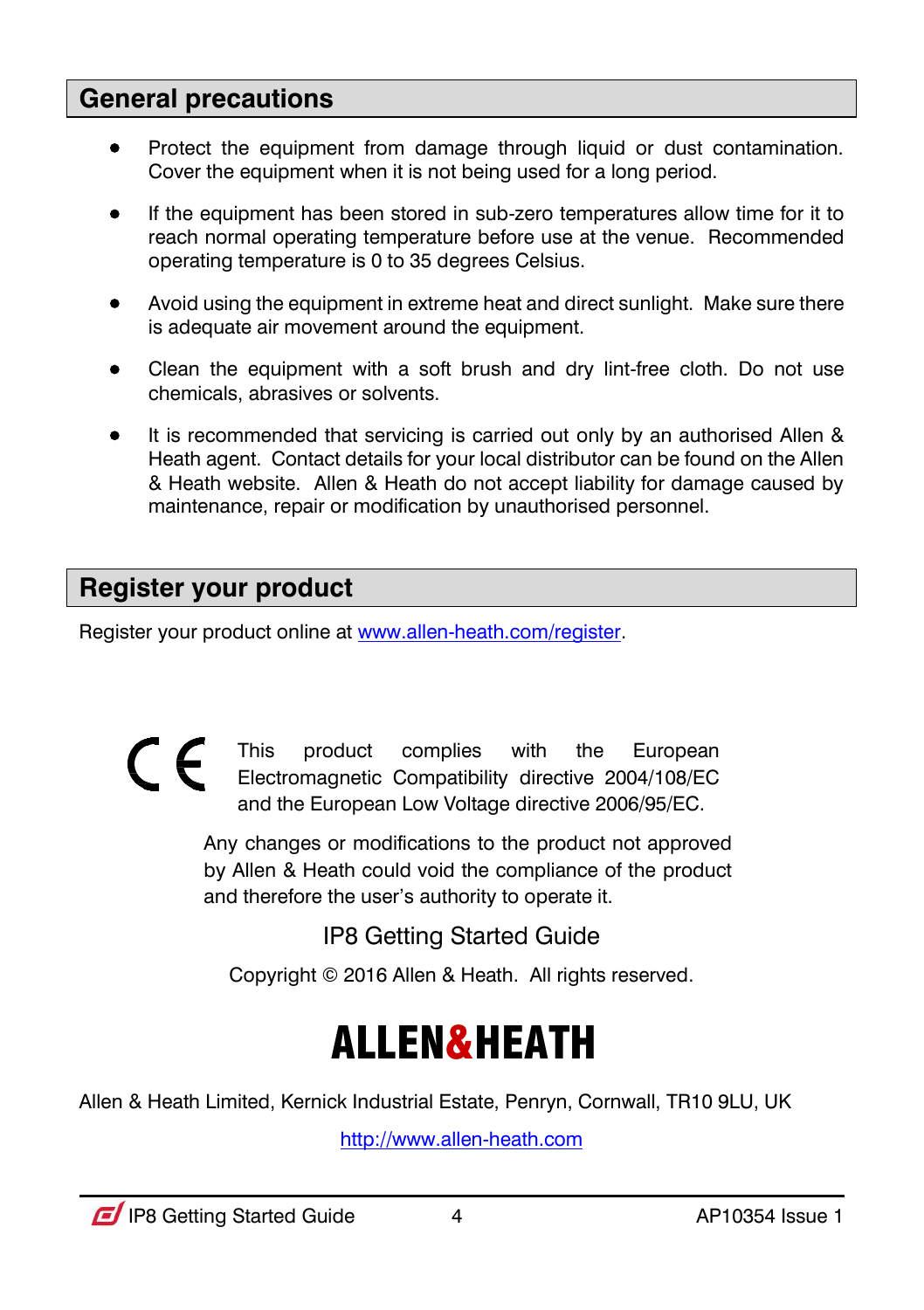## General precautions

- Protect the equipment from damage through liquid or dust contamination. Cover the equipment when it is not being used for a long period.
- If the equipment has been stored in sub-zero temperatures allow time for it to reach normal operating temperature before use at the venue. Recommended operating temperature is 0 to 35 degrees Celsius.
- Avoid using the equipment in extreme heat and direct sunlight. Make sure there is adequate air movement around the equipment.
- Clean the equipment with a soft brush and dry lint-free cloth. Do not use chemicals, abrasives or solvents.
- It is recommended that servicing is carried out only by an authorised Allen & Heath agent. Contact details for your local distributor can be found on the Allen & Heath website. Allen & Heath do not accept liability for damage caused by maintenance, repair or modification by unauthorised personnel.

## Register your product

Register your product online at [www.allen-heath.com/register](http://www.allen-heath.com/register).

CE This product complies with the European Electromagnetic Compatibility directive 2004/108/EC and the European Low Voltage directive 2006/95/EC.

Any changes or modifications to the product not approved by Allen & Heath could void the compliance of the product and therefore the user's authority to operate it.

IP8 Getting Started Guide

Copyright © 2016 Allen & Heath. All rights reserved.

**ALLEN&HEATH**

Allen & Heath Limited, Kernick Industrial Estate, Penryn, Cornwall, TR10 9LU, UK

[http://www.allen-heath.com](http://www.allen-heath.com)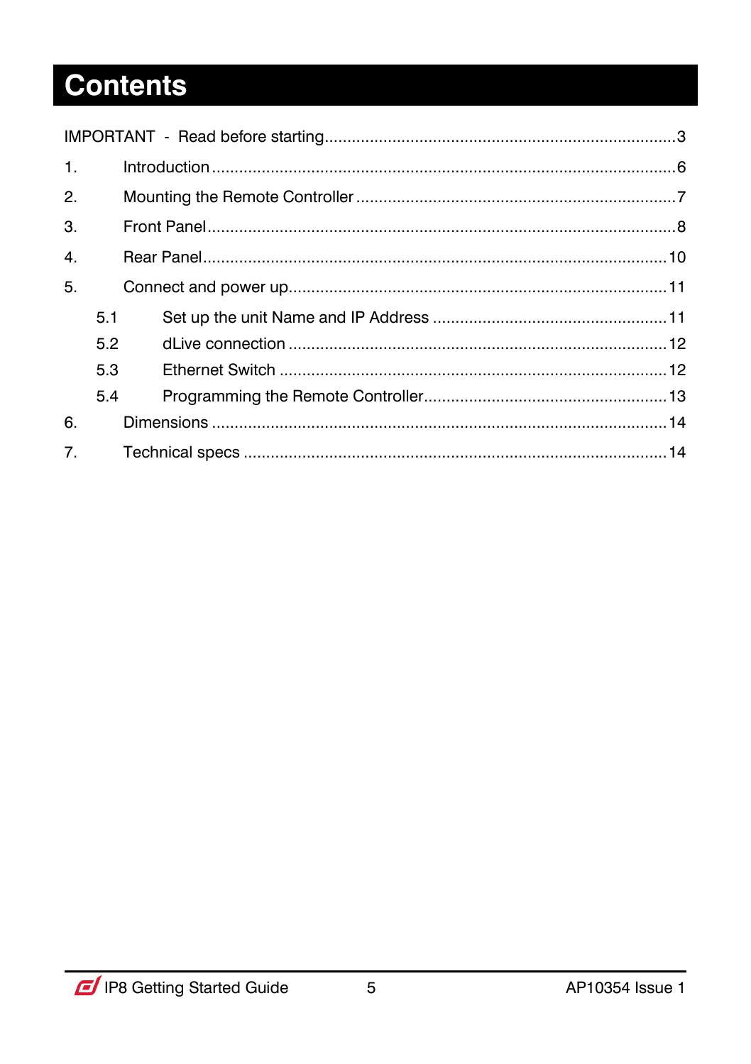# Contents

IMPORTANT - Read before starting....................3

1. Introduction....................6
2. Mounting the Remote Controller....................7
3. Front Panel....................8
4. Rear Panel....................10
5. Connect and power up....................11
   - 5.1 Set up the unit Name and IP Address....................11
   - 5.2 dLive connection....................12
   - 5.3 Ethernet Switch....................12
   - 5.4 Programming the Remote Controller....................13
6. Dimensions....................14
7. Technical specs....................14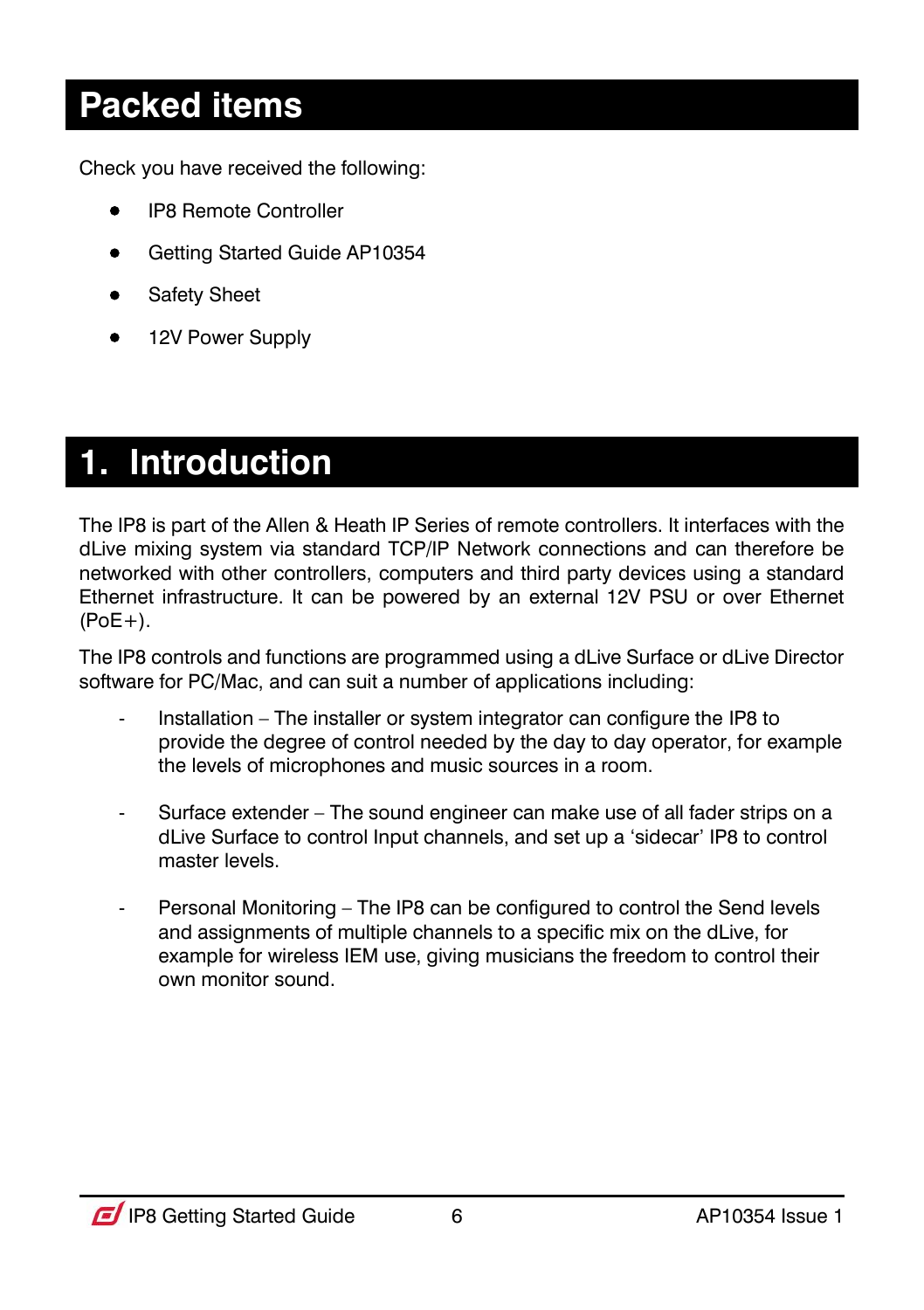# Packed items

Check you have received the following:

- IP8 Remote Controller
- Getting Started Guide AP10354
- Safety Sheet
- 12V Power Supply

# 1. Introduction

The IP8 is part of the Allen & Heath IP Series of remote controllers. It interfaces with the dLive mixing system via standard TCP/IP Network connections and can therefore be networked with other controllers, computers and third party devices using a standard Ethernet infrastructure. It can be powered by an external 12V PSU or over Ethernet (PoE+).

The IP8 controls and functions are programmed using a dLive Surface or dLive Director software for PC/Mac, and can suit a number of applications including:

- Installation – The installer or system integrator can configure the IP8 to provide the degree of control needed by the day to day operator, for example the levels of microphones and music sources in a room.

- Surface extender – The sound engineer can make use of all fader strips on a dLive Surface to control Input channels, and set up a 'sidecar' IP8 to control master levels.

- Personal Monitoring – The IP8 can be configured to control the Send levels and assignments of multiple channels to a specific mix on the dLive, for example for wireless IEM use, giving musicians the freedom to control their own monitor sound.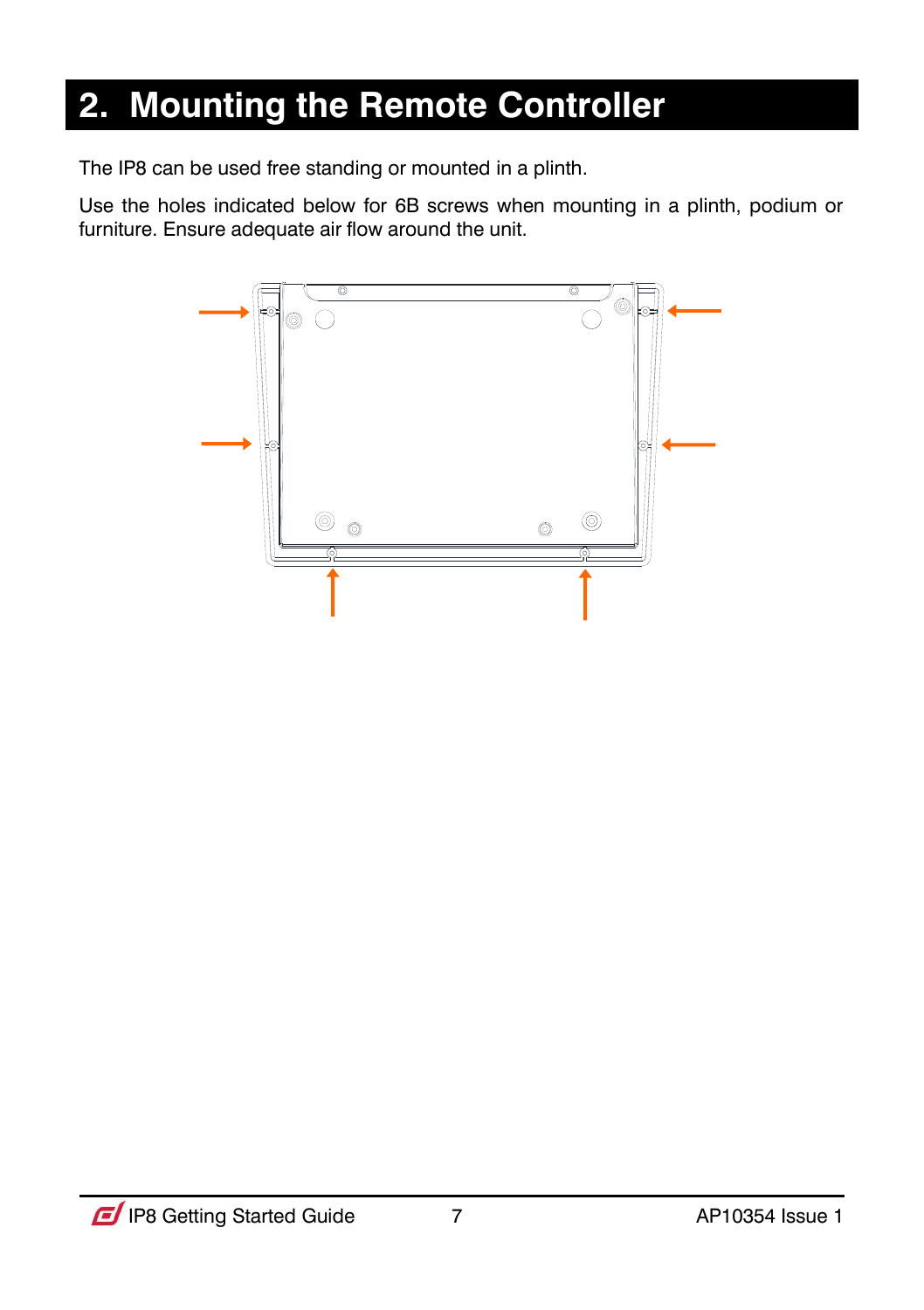# 2. Mounting the Remote Controller

The IP8 can be used free standing or mounted in a plinth.

Use the holes indicated below for 6B screws when mounting in a plinth, podium or furniture. Ensure adequate air flow around the unit.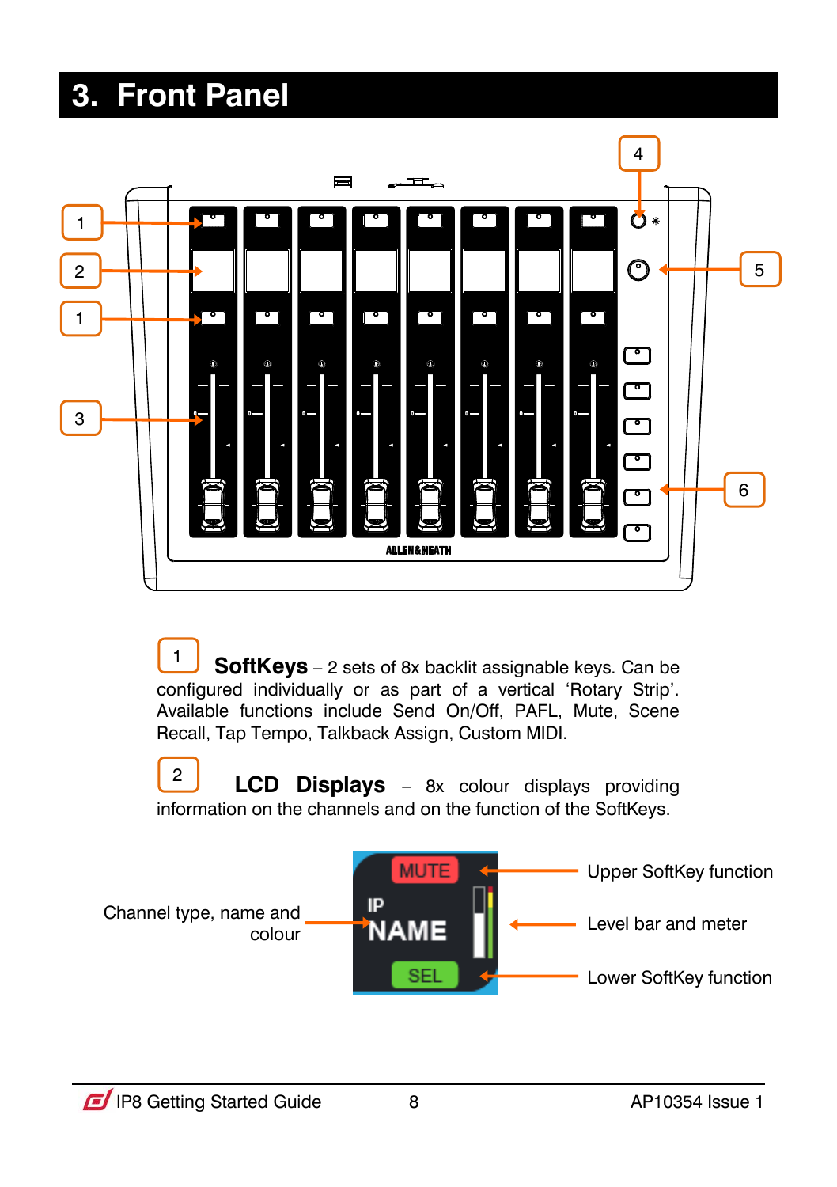# 3. Front Panel

1 **SoftKeys** – 2 sets of 8x backlit assignable keys. Can be configured individually or as part of a vertical 'Rotary Strip'. Available functions include Send On/Off, PAFL, Mute, Scene Recall, Tap Tempo, Talkback Assign, Custom MIDI.

2 **LCD Displays** – 8x colour displays providing information on the channels and on the function of the SoftKeys.

Channel type, name and colour

Upper SoftKey function

Level bar and meter

Lower SoftKey function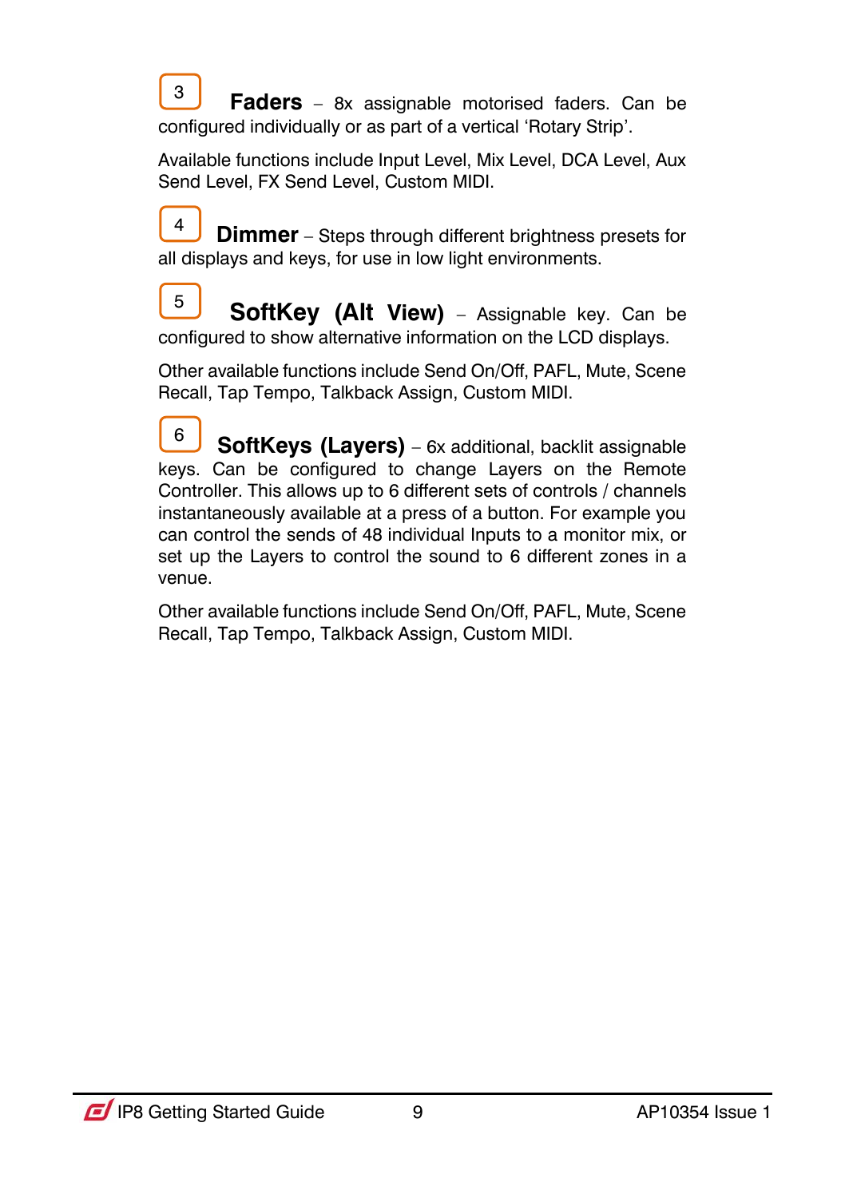3 **Faders** – 8x assignable motorised faders. Can be configured individually or as part of a vertical 'Rotary Strip'.

Available functions include Input Level, Mix Level, DCA Level, Aux Send Level, FX Send Level, Custom MIDI.

4 **Dimmer** – Steps through different brightness presets for all displays and keys, for use in low light environments.

5 **SoftKey (Alt View)** – Assignable key. Can be configured to show alternative information on the LCD displays.

Other available functions include Send On/Off, PAFL, Mute, Scene Recall, Tap Tempo, Talkback Assign, Custom MIDI.

6 **SoftKeys (Layers)** – 6x additional, backlit assignable keys. Can be configured to change Layers on the Remote Controller. This allows up to 6 different sets of controls / channels instantaneously available at a press of a button. For example you can control the sends of 48 individual Inputs to a monitor mix, or set up the Layers to control the sound to 6 different zones in a venue.

Other available functions include Send On/Off, PAFL, Mute, Scene Recall, Tap Tempo, Talkback Assign, Custom MIDI.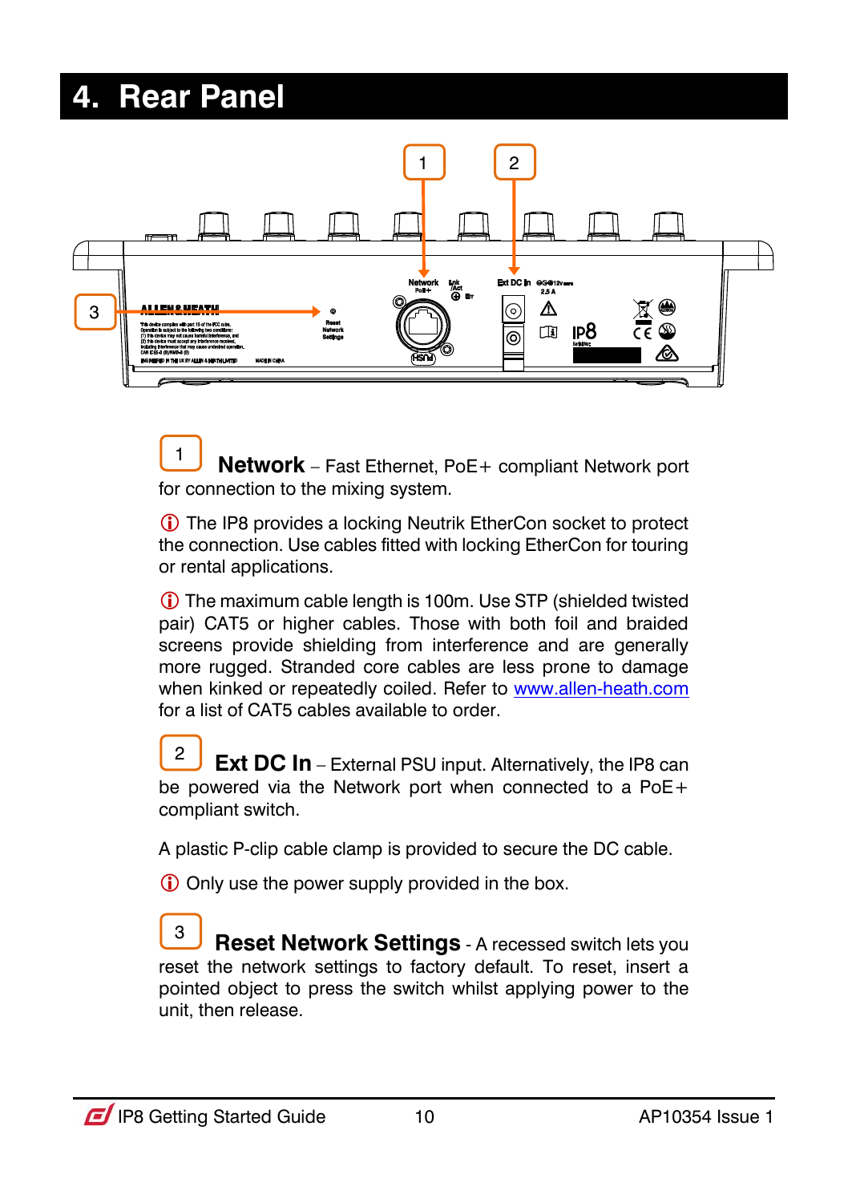# 4. Rear Panel

1 **Network** – Fast Ethernet, PoE+ compliant Network port for connection to the mixing system.

ⓘ The IP8 provides a locking Neutrik EtherCon socket to protect the connection. Use cables fitted with locking EtherCon for touring or rental applications.

ⓘ The maximum cable length is 100m. Use STP (shielded twisted pair) CAT5 or higher cables. Those with both foil and braided screens provide shielding from interference and are generally more rugged. Stranded core cables are less prone to damage when kinked or repeatedly coiled. Refer to www.allen-heath.com for a list of CAT5 cables available to order.

2 **Ext DC In** – External PSU input. Alternatively, the IP8 can be powered via the Network port when connected to a PoE+ compliant switch.

A plastic P-clip cable clamp is provided to secure the DC cable.

ⓘ Only use the power supply provided in the box.

3 **Reset Network Settings** - A recessed switch lets you reset the network settings to factory default. To reset, insert a pointed object to press the switch whilst applying power to the unit, then release.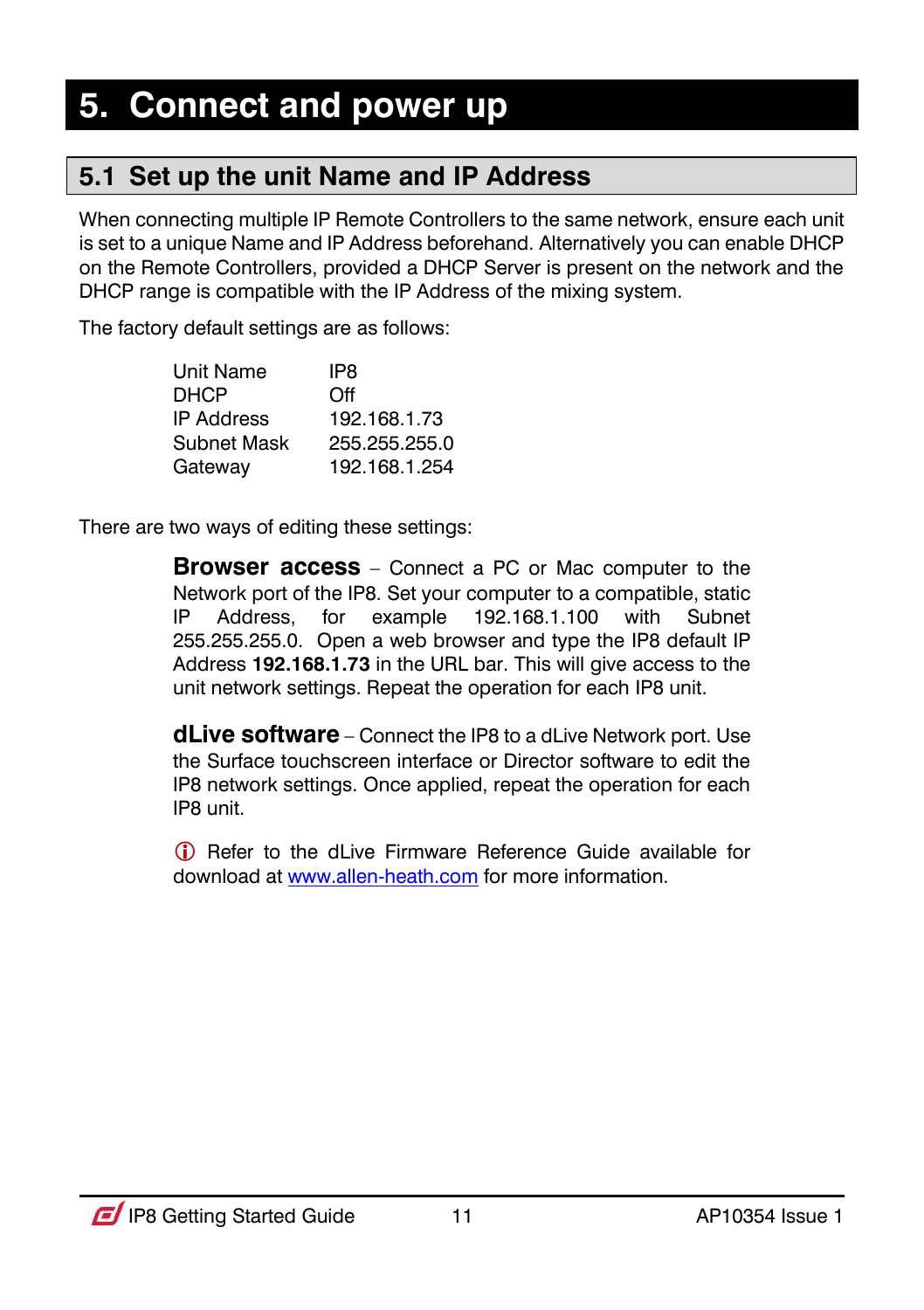# 5. Connect and power up

## 5.1 Set up the unit Name and IP Address

When connecting multiple IP Remote Controllers to the same network, ensure each unit is set to a unique Name and IP Address beforehand. Alternatively you can enable DHCP on the Remote Controllers, provided a DHCP Server is present on the network and the DHCP range is compatible with the IP Address of the mixing system.

The factory default settings are as follows:

| | |
|---|---|
| Unit Name | IP8 |
| DHCP | Off |
| IP Address | 192.168.1.73 |
| Subnet Mask | 255.255.255.0 |
| Gateway | 192.168.1.254 |

There are two ways of editing these settings:

**Browser access** – Connect a PC or Mac computer to the Network port of the IP8. Set your computer to a compatible, static IP Address, for example 192.168.1.100 with Subnet 255.255.255.0. Open a web browser and type the IP8 default IP Address **192.168.1.73** in the URL bar. This will give access to the unit network settings. Repeat the operation for each IP8 unit.

**dLive software** – Connect the IP8 to a dLive Network port. Use the Surface touchscreen interface or Director software to edit the IP8 network settings. Once applied, repeat the operation for each IP8 unit.

ⓘ Refer to the dLive Firmware Reference Guide available for download at www.allen-heath.com for more information.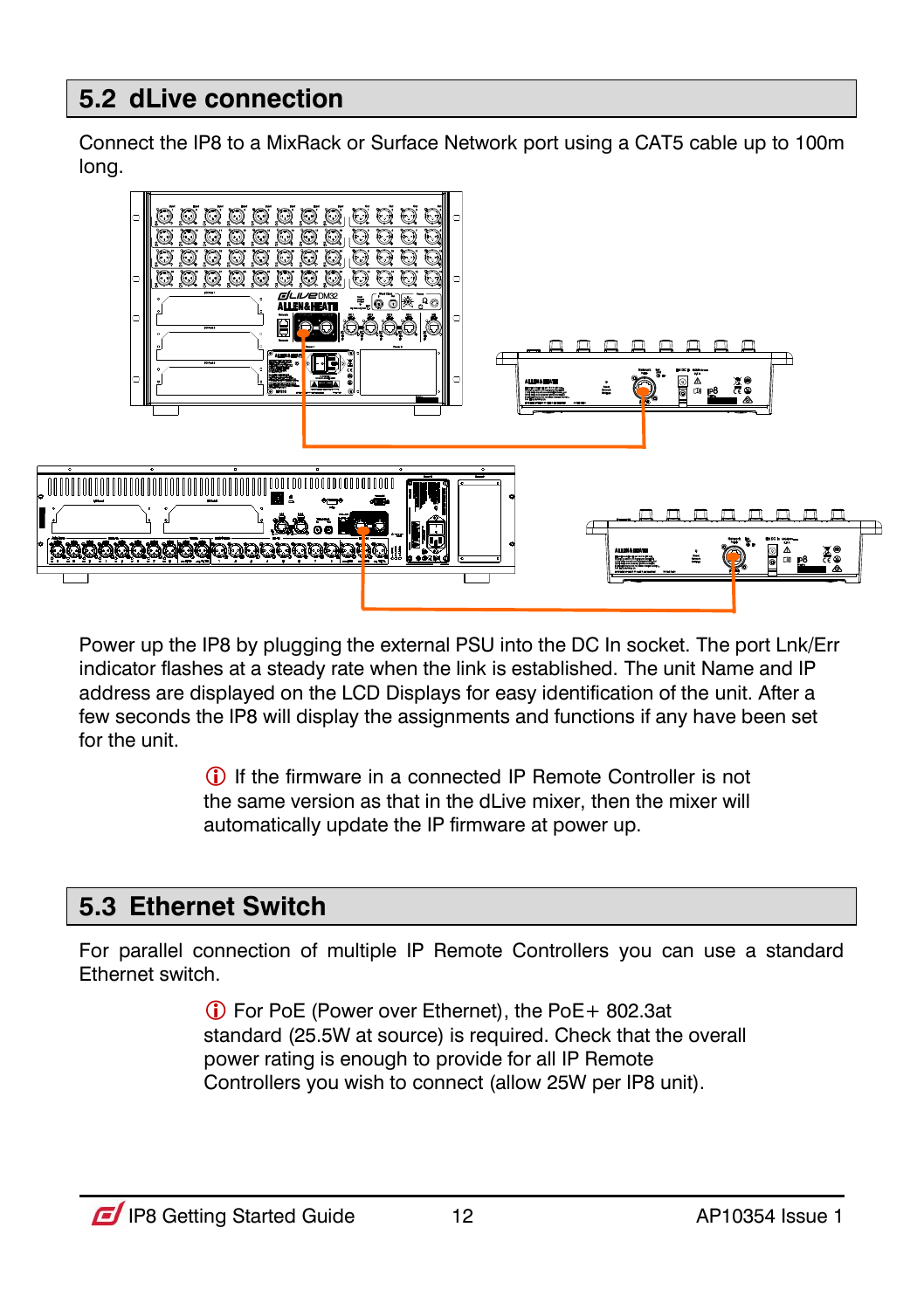## 5.2 dLive connection

Connect the IP8 to a MixRack or Surface Network port using a CAT5 cable up to 100m long.

Power up the IP8 by plugging the external PSU into the DC In socket. The port Lnk/Err indicator flashes at a steady rate when the link is established. The unit Name and IP address are displayed on the LCD Displays for easy identification of the unit. After a few seconds the IP8 will display the assignments and functions if any have been set for the unit.

ⓘ If the firmware in a connected IP Remote Controller is not the same version as that in the dLive mixer, then the mixer will automatically update the IP firmware at power up.

## 5.3 Ethernet Switch

For parallel connection of multiple IP Remote Controllers you can use a standard Ethernet switch.

ⓘ For PoE (Power over Ethernet), the PoE+ 802.3at standard (25.5W at source) is required. Check that the overall power rating is enough to provide for all IP Remote Controllers you wish to connect (allow 25W per IP8 unit).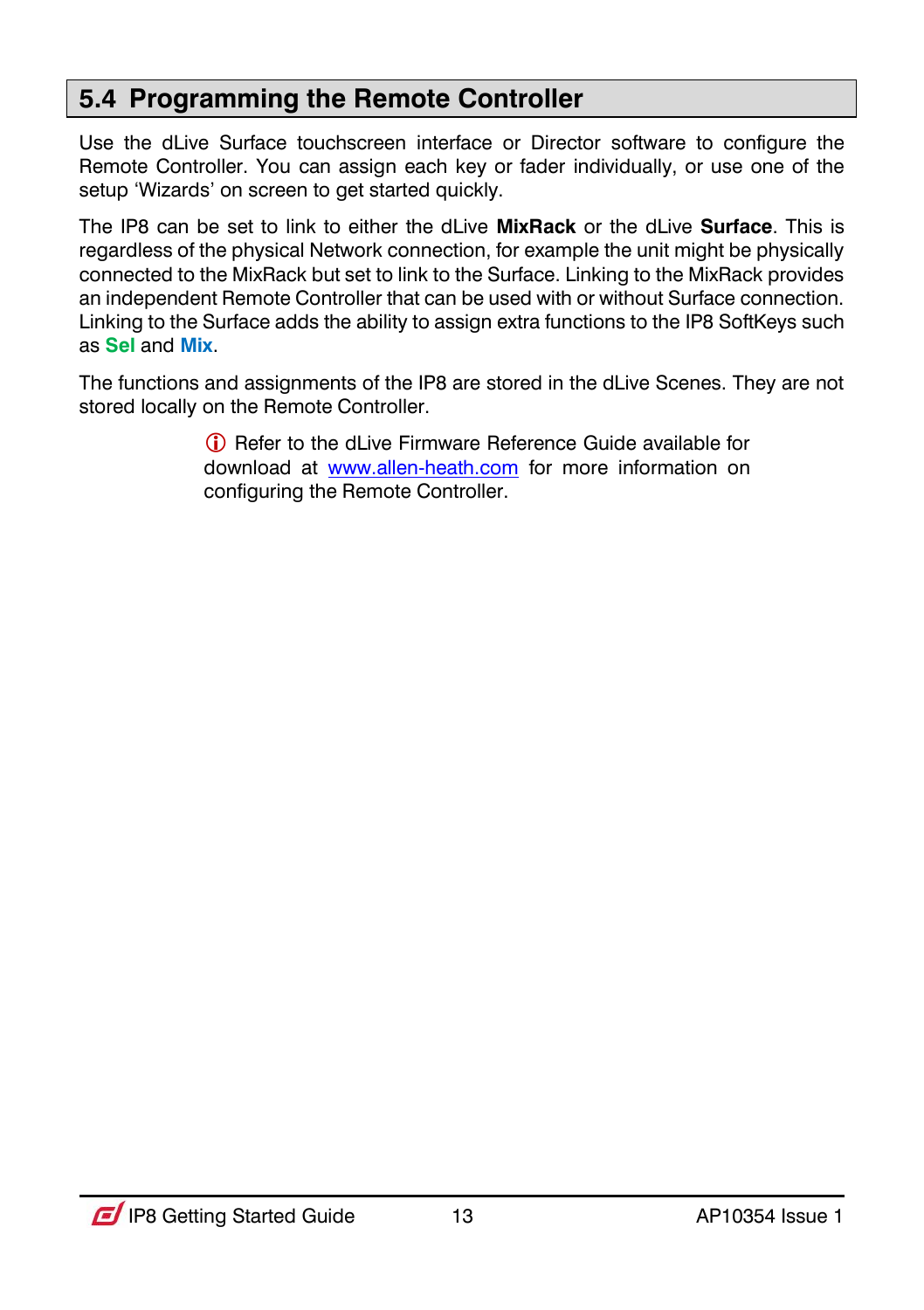## 5.4 Programming the Remote Controller

Use the dLive Surface touchscreen interface or Director software to configure the Remote Controller. You can assign each key or fader individually, or use one of the setup 'Wizards' on screen to get started quickly.

The IP8 can be set to link to either the dLive **MixRack** or the dLive **Surface**. This is regardless of the physical Network connection, for example the unit might be physically connected to the MixRack but set to link to the Surface. Linking to the MixRack provides an independent Remote Controller that can be used with or without Surface connection. Linking to the Surface adds the ability to assign extra functions to the IP8 SoftKeys such as **Sel** and **Mix**.

The functions and assignments of the IP8 are stored in the dLive Scenes. They are not stored locally on the Remote Controller.

ⓘ Refer to the dLive Firmware Reference Guide available for download at [www.allen-heath.com](http://www.allen-heath.com) for more information on configuring the Remote Controller.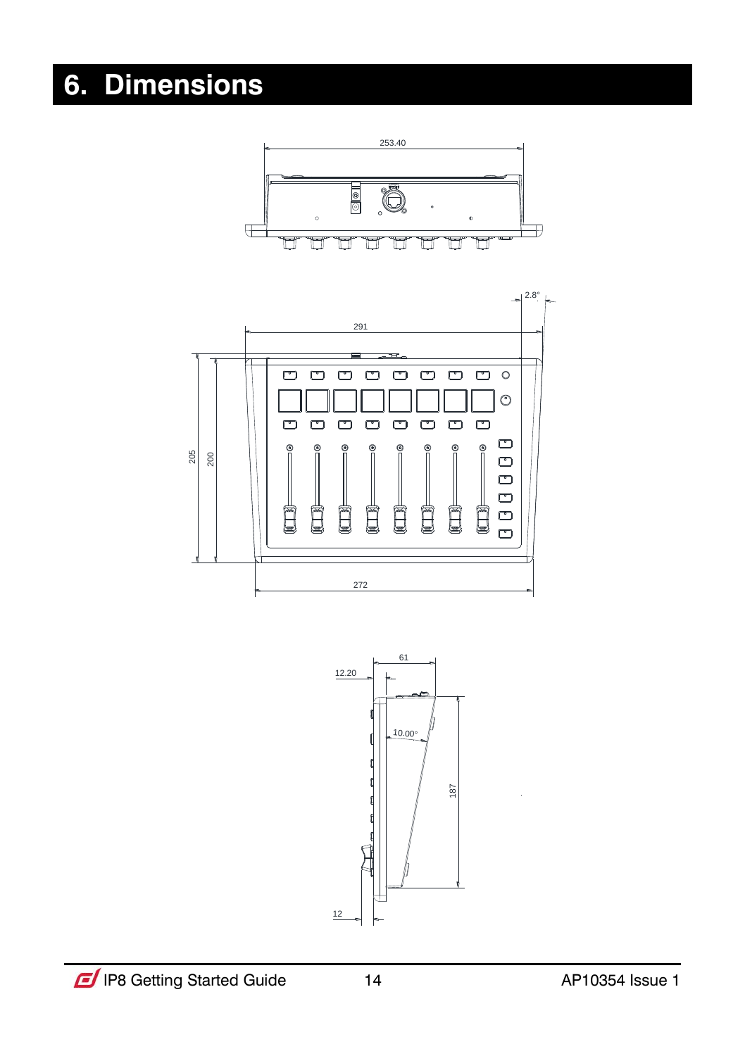# 6. Dimensions

253.40

2.8°

291

205

200

272

61

12.20

10.00°

187

12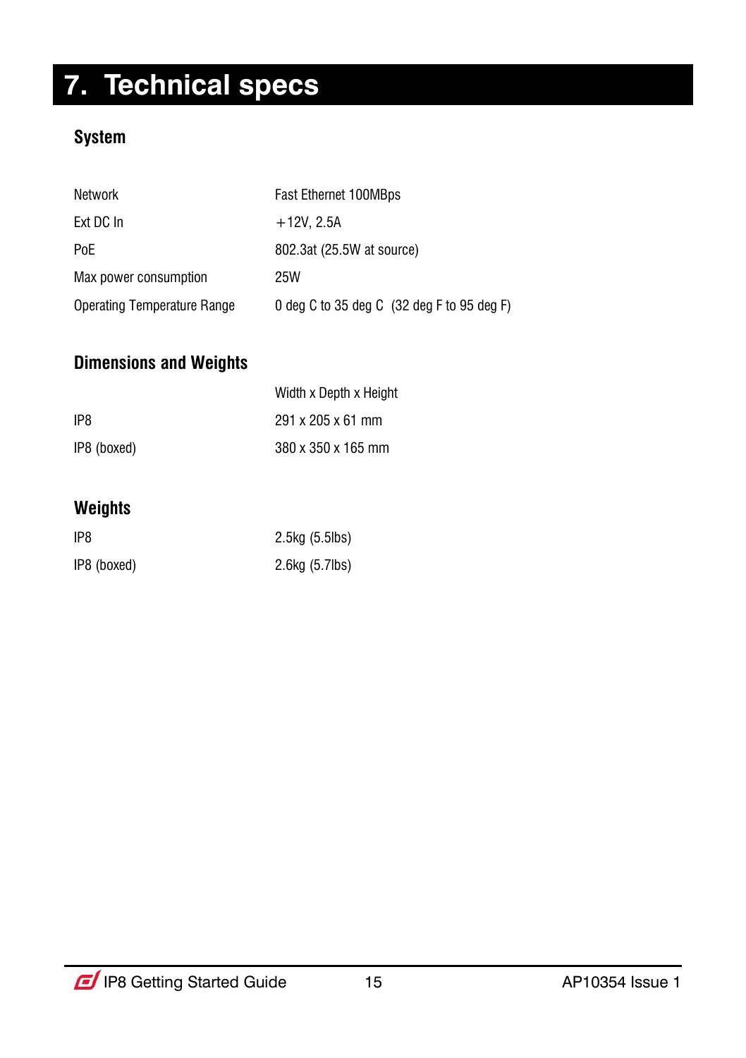# 7. Technical specs

## System

| | |
|---|---|
| Network | Fast Ethernet 100MBps |
| Ext DC In | +12V, 2.5A |
| PoE | 802.3at (25.5W at source) |
| Max power consumption | 25W |
| Operating Temperature Range | 0 deg C to 35 deg C (32 deg F to 95 deg F) |

## Dimensions and Weights

| | Width x Depth x Height |
|---|---|
| IP8 | 291 x 205 x 61 mm |
| IP8 (boxed) | 380 x 350 x 165 mm |

## Weights

| | |
|---|---|
| IP8 | 2.5kg (5.5lbs) |
| IP8 (boxed) | 2.6kg (5.7lbs) |